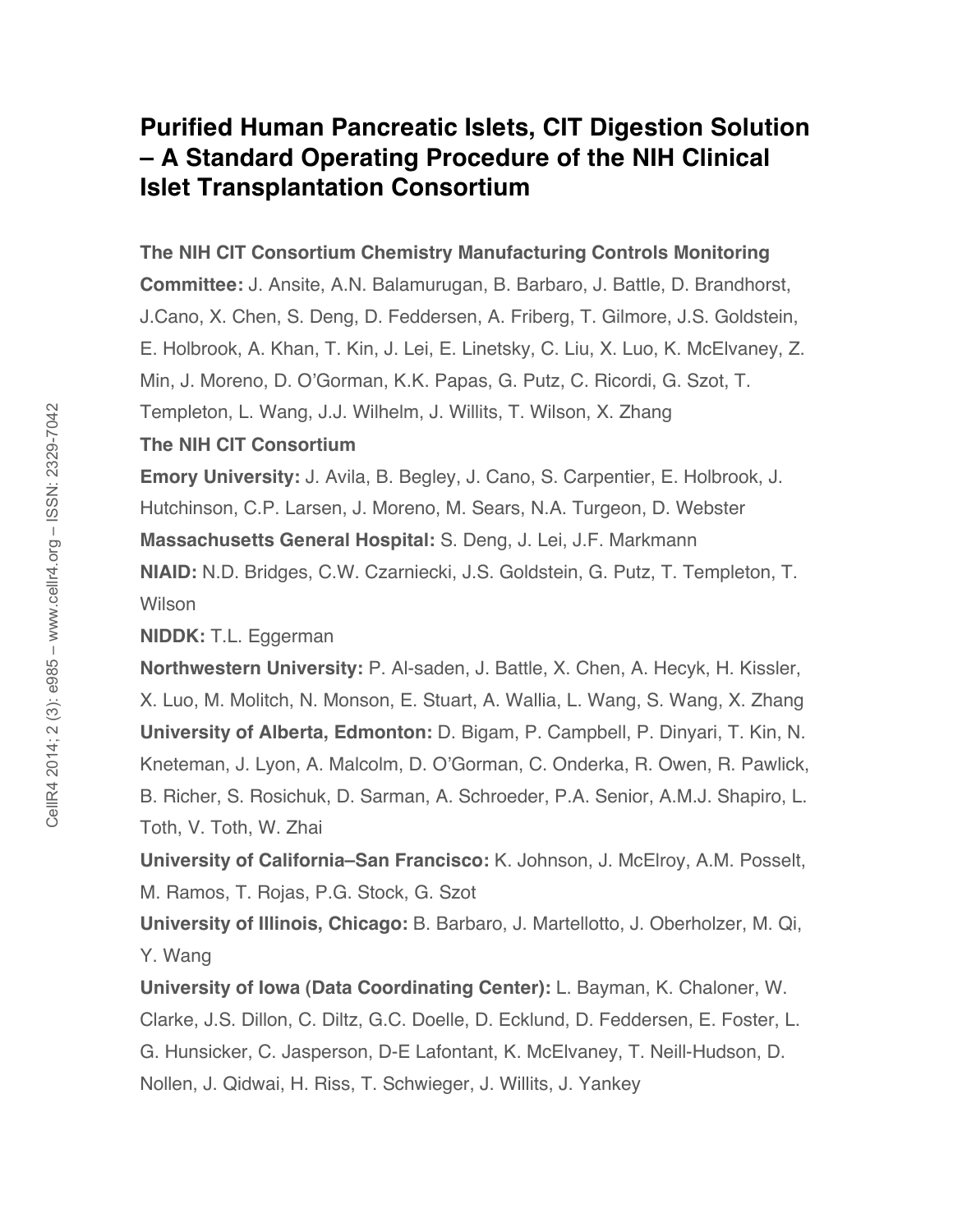# Purified Human Pancreatic Islets, CIT Digestion Solution – A Standard Operating Procedure of the NIH Clinical Islet Transplantation Consortium

**The NIH CIT Consortium Chemistry Manufacturing Controls Monitoring Committee:** J. Ansite, A.N. Balamurugan, B. Barbaro, J. Battle, D. Brandhorst, J.Cano, X. Chen, S. Deng, D. Feddersen, A. Friberg, T. Gilmore, J.S. Goldstein, E. Holbrook, A. Khan, T. Kin, J. Lei, E. Linetsky, C. Liu, X. Luo, K. McElvaney, Z. Min, J. Moreno, D. O'Gorman, K.K. Papas, G. Putz, C. Ricordi, G. Szot, T. Templeton, L. Wang, J.J. Wilhelm, J. Willits, T. Wilson, X. Zhang

**The NIH CIT Consortium**

**Emory University:** J. Avila, B. Begley, J. Cano, S. Carpentier, E. Holbrook, J. Hutchinson, C.P. Larsen, J. Moreno, M. Sears, N.A. Turgeon, D. Webster

**Massachusetts General Hospital:** S. Deng, J. Lei, J.F. Markmann

**NIAID:** N.D. Bridges, C.W. Czarniecki, J.S. Goldstein, G. Putz, T. Templeton, T. Wilson

**NIDDK:** T.L. Eggerman

**Northwestern University:** P. Al-saden, J. Battle, X. Chen, A. Hecyk, H. Kissler, X. Luo, M. Molitch, N. Monson, E. Stuart, A. Wallia, L. Wang, S. Wang, X. Zhang

**University of Alberta, Edmonton:** D. Bigam, P. Campbell, P. Dinyari, T. Kin, N. Kneteman, J. Lyon, A. Malcolm, D. O'Gorman, C. Onderka, R. Owen, R. Pawlick, B. Richer, S. Rosichuk, D. Sarman, A. Schroeder, P.A. Senior, A.M.J. Shapiro, L. Toth, V. Toth, W. Zhai

**University of California–San Francisco:** K. Johnson, J. McElroy, A.M. Posselt, M. Ramos, T. Rojas, P.G. Stock, G. Szot

**University of Illinois, Chicago:** B. Barbaro, J. Martellotto, J. Oberholzer, M. Qi, Y. Wang

**University of Iowa (Data Coordinating Center):** L. Bayman, K. Chaloner, W. Clarke, J.S. Dillon, C. Diltz, G.C. Doelle, D. Ecklund, D. Feddersen, E. Foster, L. G. Hunsicker, C. Jasperson, D-E Lafontant, K. McElvaney, T. Neill-Hudson, D. Nollen, J. Qidwai, H. Riss, T. Schwieger, J. Willits, J. Yankey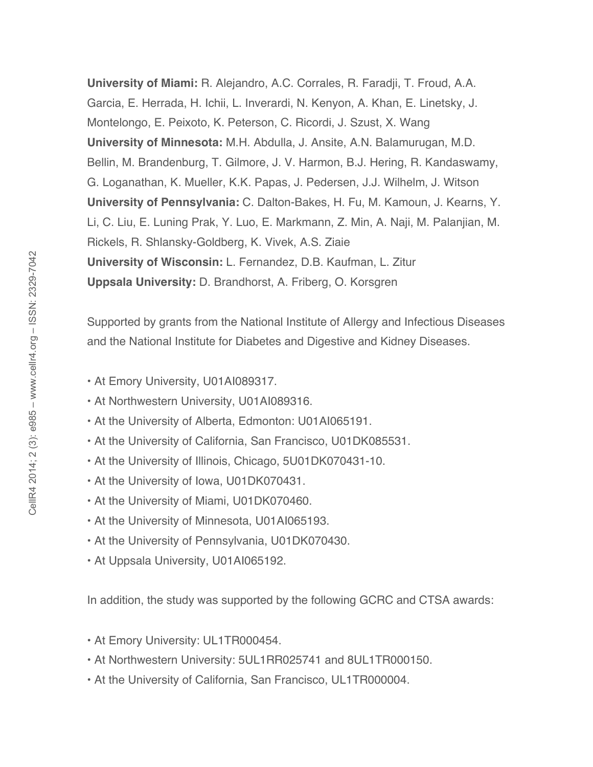**University of Miami:** R. Alejandro, A.C. Corrales, R. Faradji, T. Froud, A.A. Garcia, E. Herrada, H. Ichii, L. Inverardi, N. Kenyon, A. Khan, E. Linetsky, J. Montelongo, E. Peixoto, K. Peterson, C. Ricordi, J. Szust, X. Wang
**University of Minnesota:** M.H. Abdulla, J. Ansite, A.N. Balamurugan, M.D. Bellin, M. Brandenburg, T. Gilmore, J. V. Harmon, B.J. Hering, R. Kandaswamy, G. Loganathan, K. Mueller, K.K. Papas, J. Pedersen, J.J. Wilhelm, J. Witson
**University of Pennsylvania:** C. Dalton-Bakes, H. Fu, M. Kamoun, J. Kearns, Y. Li, C. Liu, E. Luning Prak, Y. Luo, E. Markmann, Z. Min, A. Naji, M. Palanjian, M. Rickels, R. Shlansky-Goldberg, K. Vivek, A.S. Ziaie
**University of Wisconsin:** L. Fernandez, D.B. Kaufman, L. Zitur
**Uppsala University:** D. Brandhorst, A. Friberg, O. Korsgren

Supported by grants from the National Institute of Allergy and Infectious Diseases and the National Institute for Diabetes and Digestive and Kidney Diseases.

- At Emory University, U01AI089317.
- At Northwestern University, U01AI089316.
- At the University of Alberta, Edmonton: U01AI065191.
- At the University of California, San Francisco, U01DK085531.
- At the University of Illinois, Chicago, 5U01DK070431-10.
- At the University of Iowa, U01DK070431.
- At the University of Miami, U01DK070460.
- At the University of Minnesota, U01AI065193.
- At the University of Pennsylvania, U01DK070430.
- At Uppsala University, U01AI065192.

In addition, the study was supported by the following GCRC and CTSA awards:

- At Emory University: UL1TR000454.
- At Northwestern University: 5UL1RR025741 and 8UL1TR000150.
- At the University of California, San Francisco, UL1TR000004.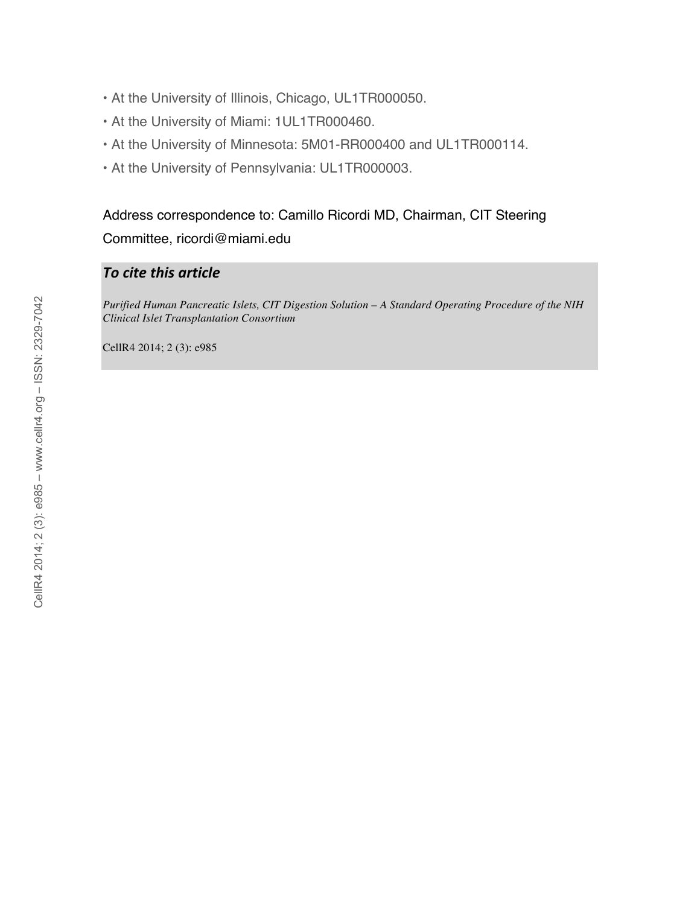- At the University of Illinois, Chicago, UL1TR000050.
- At the University of Miami: 1UL1TR000460.
- At the University of Minnesota: 5M01-RR000400 and UL1TR000114.
- At the University of Pennsylvania: UL1TR000003.

Address correspondence to: Camillo Ricordi MD, Chairman, CIT Steering Committee, ricordi@miami.edu

***To cite this article***

*Purified Human Pancreatic Islets, CIT Digestion Solution – A Standard Operating Procedure of the NIH Clinical Islet Transplantation Consortium*

CellR4 2014; 2 (3): e985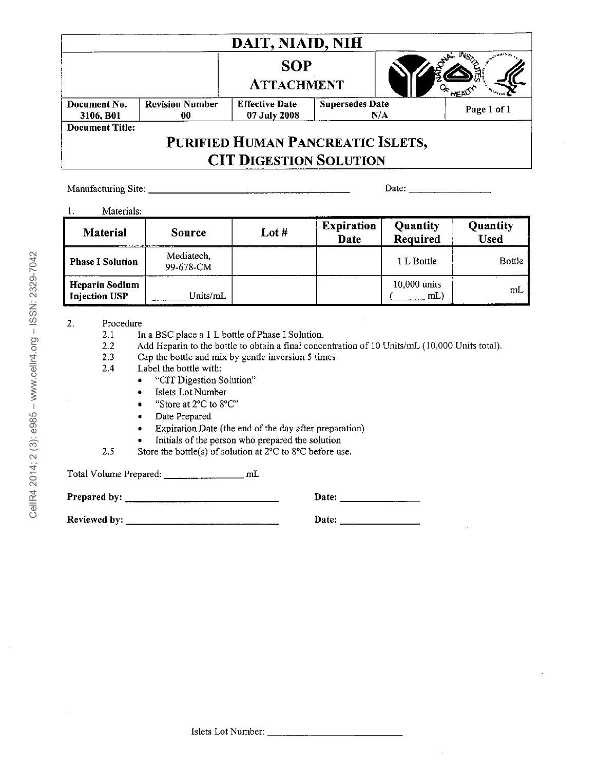| DAIT, NIAID, NIH | | | | |
|---|---|---|---|---|
| | SOP ATTACHMENT | | | |
| **Document No.** 3106, B01 | **Revision Number** 00 | **Effective Date** 07 July 2008 | **Supersedes Date** N/A | Page 1 of 1 |

**Document Title:**

# PURIFIED HUMAN PANCREATIC ISLETS, CIT DIGESTION SOLUTION

Manufacturing Site: ______________________________ Date: ______________

1. Materials:

| Material | Source | Lot # | Expiration Date | Quantity Required | Quantity Used |
|---|---|---|---|---|---|
| **Phase I Solution** | Mediatech, 99-678-CM | | | 1 L Bottle | Bottle |
| **Heparin Sodium Injection USP** | _______ Units/mL | | | 10,000 units (______ mL) | mL |

2. Procedure
   - 2.1 In a BSC place a 1 L bottle of Phase I Solution.
   - 2.2 Add Heparin to the bottle to obtain a final concentration of 10 Units/mL (10,000 Units total).
   - 2.3 Cap the bottle and mix by gentle inversion 5 times.
   - 2.4 Label the bottle with:
     - "CIT Digestion Solution"
     - Islets Lot Number
     - "Store at 2°C to 8°C"
     - Date Prepared
     - Expiration Date (the end of the day after preparation)
     - Initials of the person who prepared the solution
   - 2.5 Store the bottle(s) of solution at 2°C to 8°C before use.

Total Volume Prepared: _______________ mL

**Prepared by:** ______________________________ **Date:** ______________

**Reviewed by:** ______________________________ **Date:** ______________

Islets Lot Number: ______________________